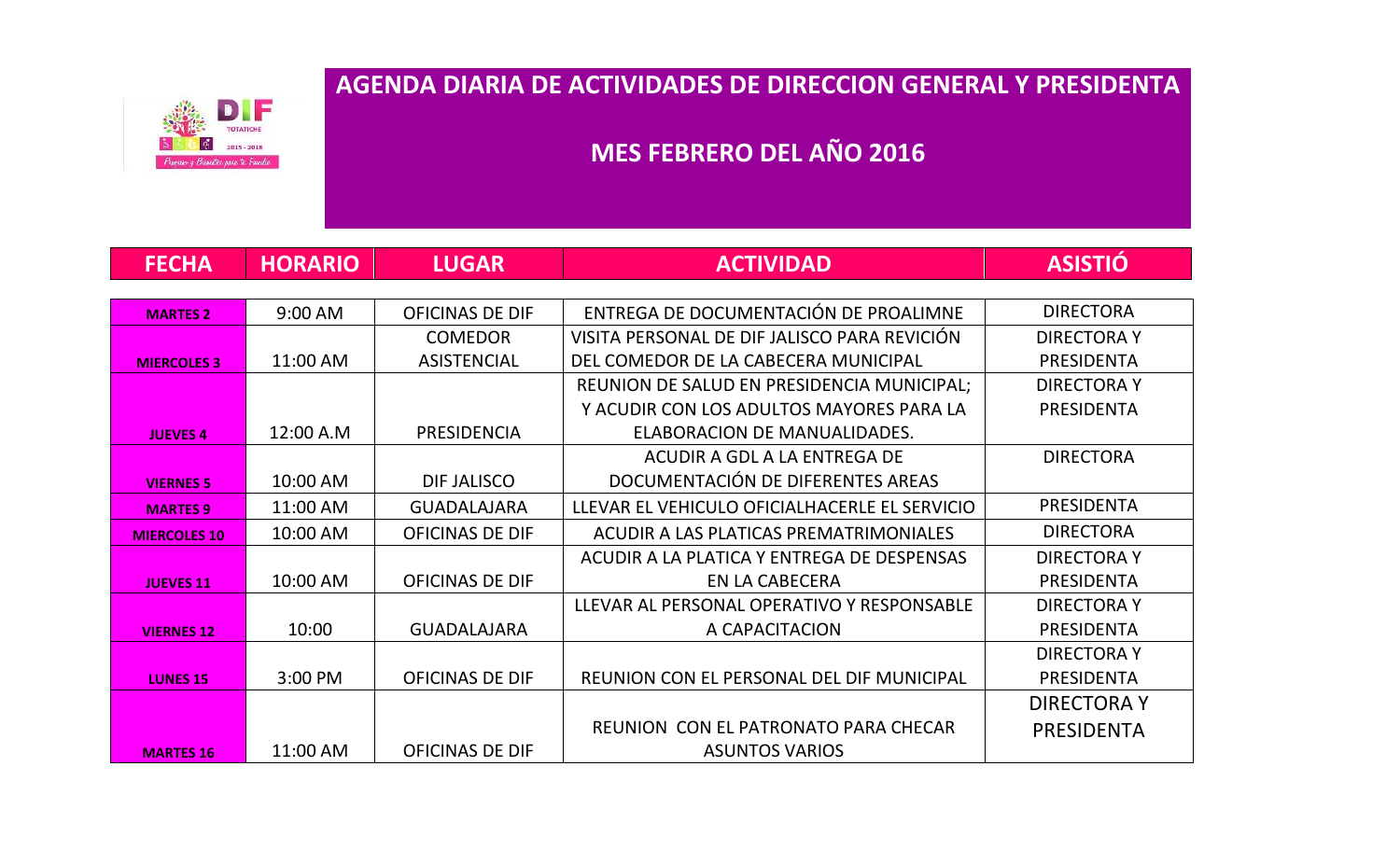# AGENDA DIARIA DE ACTIVIDADES DE DIRECCION GENERAL Y PRESIDENTA

## MES FEBRERO DEL AÑO 2016

| FECHA | HORARIO | LUGAR | ACTIVIDAD | ASISTIÓ |
|---|---|---|---|---|
| **MARTES 2** | 9:00 AM | OFICINAS DE DIF | ENTREGA DE DOCUMENTACIÓN DE PROALIMNE | DIRECTORA |
| **MIERCOLES 3** | 11:00 AM | COMEDOR ASISTENCIAL | VISITA PERSONAL DE DIF JALISCO PARA REVICIÓN DEL COMEDOR DE LA CABECERA MUNICIPAL | DIRECTORA Y PRESIDENTA |
| **JUEVES 4** | 12:00 A.M | PRESIDENCIA | REUNION DE SALUD EN PRESIDENCIA MUNICIPAL; Y ACUDIR CON LOS ADULTOS MAYORES PARA LA ELABORACION DE MANUALIDADES. | DIRECTORA Y PRESIDENTA |
| **VIERNES 5** | 10:00 AM | DIF JALISCO | ACUDIR A GDL A LA ENTREGA DE DOCUMENTACIÓN DE DIFERENTES AREAS | DIRECTORA |
| **MARTES 9** | 11:00 AM | GUADALAJARA | LLEVAR EL VEHICULO OFICIALHACERLE EL SERVICIO | PRESIDENTA |
| **MIERCOLES 10** | 10:00 AM | OFICINAS DE DIF | ACUDIR A LAS PLATICAS PREMATRIMONIALES | DIRECTORA |
| **JUEVES 11** | 10:00 AM | OFICINAS DE DIF | ACUDIR A LA PLATICA Y ENTREGA DE DESPENSAS EN LA CABECERA | DIRECTORA Y PRESIDENTA |
| **VIERNES 12** | 10:00 | GUADALAJARA | LLEVAR AL PERSONAL OPERATIVO Y RESPONSABLE A CAPACITACION | DIRECTORA Y PRESIDENTA |
| **LUNES 15** | 3:00 PM | OFICINAS DE DIF | REUNION CON EL PERSONAL DEL DIF MUNICIPAL | DIRECTORA Y PRESIDENTA |
| **MARTES 16** | 11:00 AM | OFICINAS DE DIF | REUNION CON EL PATRONATO PARA CHECAR ASUNTOS VARIOS | DIRECTORA Y PRESIDENTA |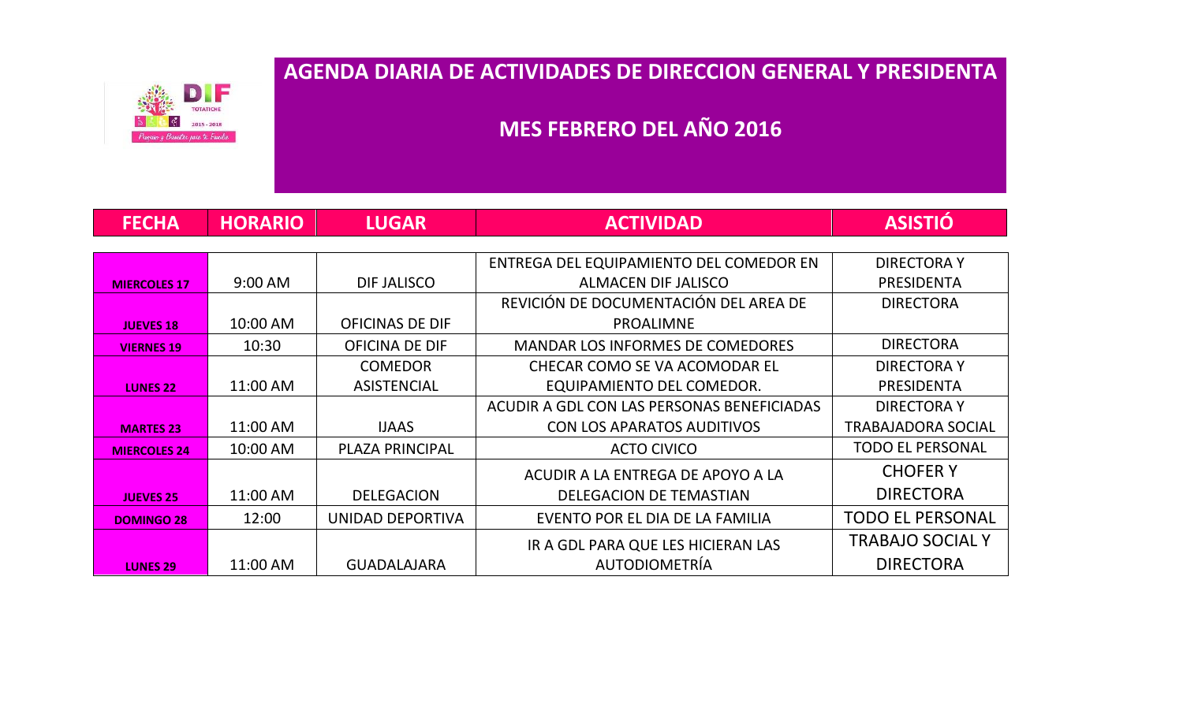# AGENDA DIARIA DE ACTIVIDADES DE DIRECCION GENERAL Y PRESIDENTA

## MES FEBRERO DEL AÑO 2016

| FECHA | HORARIO | LUGAR | ACTIVIDAD | ASISTIÓ |
|---|---|---|---|---|
| MIERCOLES 17 | 9:00 AM | DIF JALISCO | ENTREGA DEL EQUIPAMIENTO DEL COMEDOR EN ALMACEN DIF JALISCO | DIRECTORA Y PRESIDENTA |
| JUEVES 18 | 10:00 AM | OFICINAS DE DIF | REVICIÓN DE DOCUMENTACIÓN DEL AREA DE PROALIMNE | DIRECTORA |
| VIERNES 19 | 10:30 | OFICINA DE DIF | MANDAR LOS INFORMES DE COMEDORES | DIRECTORA |
| LUNES 22 | 11:00 AM | COMEDOR ASISTENCIAL | CHECAR COMO SE VA ACOMODAR EL EQUIPAMIENTO DEL COMEDOR. | DIRECTORA Y PRESIDENTA |
| MARTES 23 | 11:00 AM | IJAAS | ACUDIR A GDL CON LAS PERSONAS BENEFICIADAS CON LOS APARATOS AUDITIVOS | DIRECTORA Y TRABAJADORA SOCIAL |
| MIERCOLES 24 | 10:00 AM | PLAZA PRINCIPAL | ACTO CIVICO | TODO EL PERSONAL |
| JUEVES 25 | 11:00 AM | DELEGACION | ACUDIR A LA ENTREGA DE APOYO A LA DELEGACION DE TEMASTIAN | CHOFER Y DIRECTORA |
| DOMINGO 28 | 12:00 | UNIDAD DEPORTIVA | EVENTO POR EL DIA DE LA FAMILIA | TODO EL PERSONAL |
| LUNES 29 | 11:00 AM | GUADALAJARA | IR A GDL PARA QUE LES HICIERAN LAS AUTODIOMETRÍA | TRABAJO SOCIAL Y DIRECTORA |